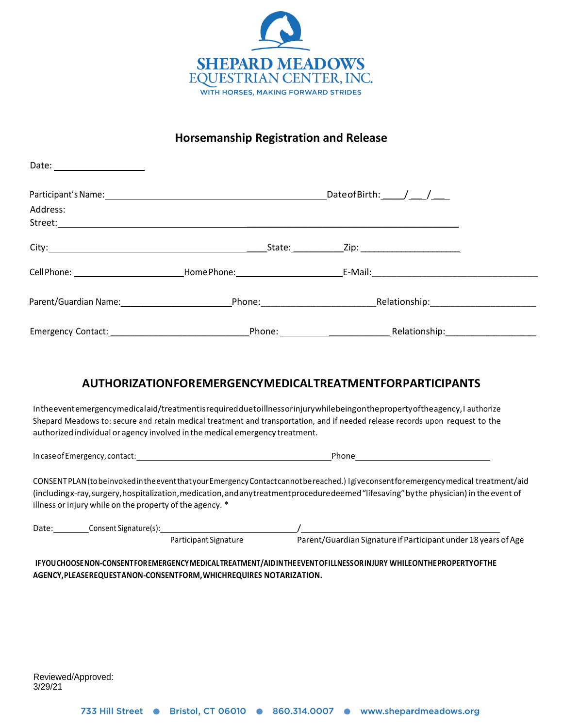**SHEPARD MEADOWS**
**EQUESTRIAN CENTER, INC.**
WITH HORSES, MAKING FORWARD STRIDES

## Horsemanship Registration and Release

Date: ___________________

Participant's Name: ______________________________________________ Date of Birth: ____/___/___

Address:

Street: ____________________________________________________________________________

City: _____________________________________________ State: __________ Zip: ____________________

Cell Phone: ______________________ Home Phone: ____________________ E-Mail: _________________________________

Parent/Guardian Name: _____________________ Phone: ______________________ Relationship: _____________________

Emergency Contact: ___________________________ Phone: _______________________ Relationship: __________________

## AUTHORIZATION FOR EMERGENCY MEDICAL TREATMENT FOR PARTICIPANTS

In the event emergency medical aid/treatment is required due to illness or injury while being on the property of the agency, I authorize Shepard Meadows to: secure and retain medical treatment and transportation, and if needed release records upon request to the authorized individual or agency involved in the medical emergency treatment.

In case of Emergency, contact: ________________________________________ Phone ______________________________

CONSENT PLAN (to be invoked in the event that your Emergency Contact cannot be reached.) I give consent for emergency medical treatment/aid (including x-ray, surgery, hospitalization, medication, and any treatment procedure deemed "lifesaving" by the physician) in the event of illness or injury while on the property of the agency. *

Date: ________ Consent Signature(s): ____________________________ / ___________________________________________

Participant Signature — Parent/Guardian Signature if Participant under 18 years of Age

**IF YOU CHOOSE NON-CONSENT FOR EMERGENCY MEDICAL TREATMENT/AID IN THE EVENT OF ILLNESS OR INJURY WHILE ON THE PROPERTY OF THE AGENCY, PLEASE REQUEST A NON-CONSENT FORM, WHICH REQUIRES NOTARIZATION.**

Reviewed/Approved:
3/29/21

733 Hill Street • Bristol, CT 06010 • 860.314.0007 • www.shepardmeadows.org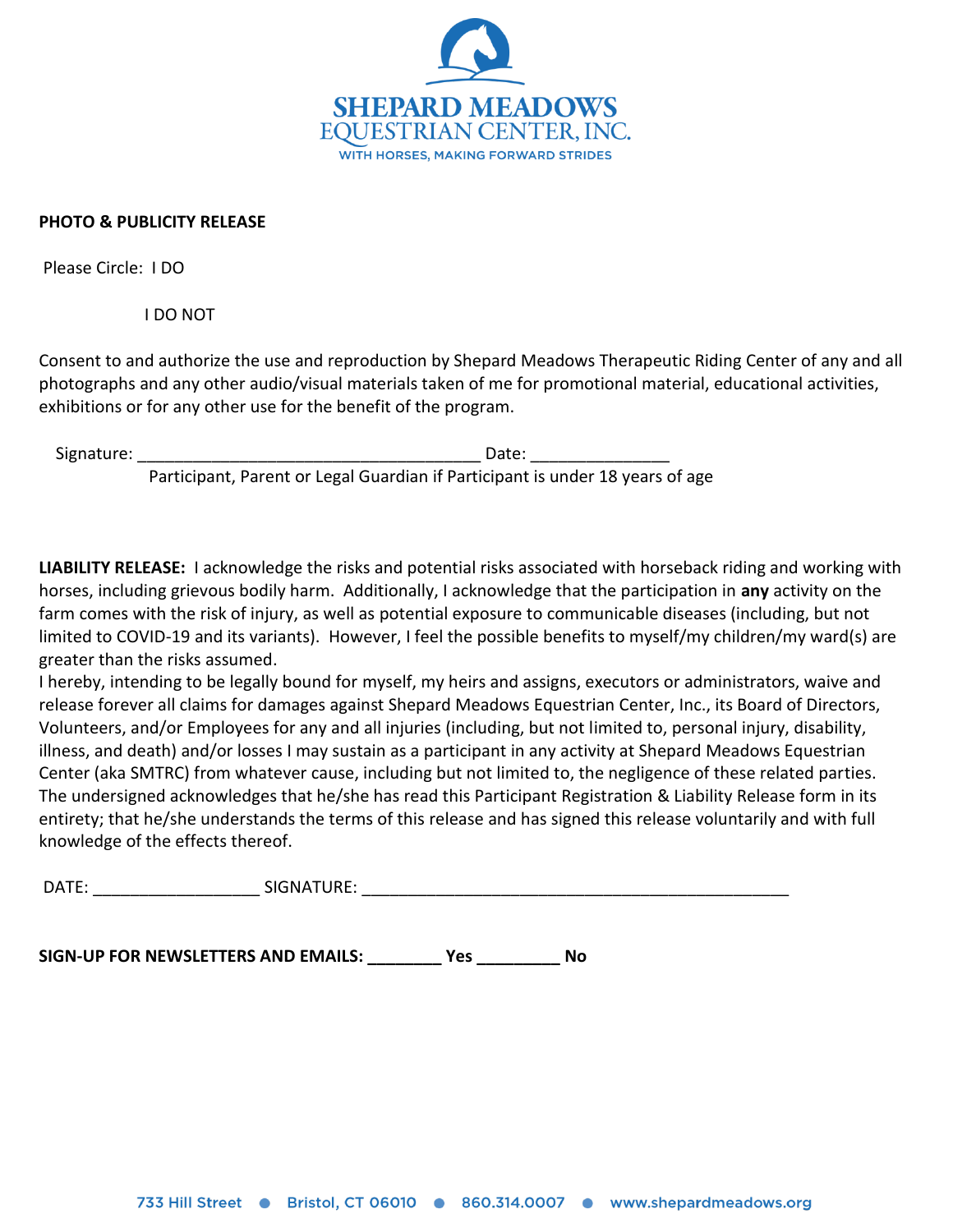SHEPARD MEADOWS
EQUESTRIAN CENTER, INC.
WITH HORSES, MAKING FORWARD STRIDES

**PHOTO & PUBLICITY RELEASE**

Please Circle: I DO

I DO NOT

Consent to and authorize the use and reproduction by Shepard Meadows Therapeutic Riding Center of any and all photographs and any other audio/visual materials taken of me for promotional material, educational activities, exhibitions or for any other use for the benefit of the program.

Signature: ____________________________________ Date: ______________

Participant, Parent or Legal Guardian if Participant is under 18 years of age

**LIABILITY RELEASE:** I acknowledge the risks and potential risks associated with horseback riding and working with horses, including grievous bodily harm. Additionally, I acknowledge that the participation in **any** activity on the farm comes with the risk of injury, as well as potential exposure to communicable diseases (including, but not limited to COVID-19 and its variants). However, I feel the possible benefits to myself/my children/my ward(s) are greater than the risks assumed.

I hereby, intending to be legally bound for myself, my heirs and assigns, executors or administrators, waive and release forever all claims for damages against Shepard Meadows Equestrian Center, Inc., its Board of Directors, Volunteers, and/or Employees for any and all injuries (including, but not limited to, personal injury, disability, illness, and death) and/or losses I may sustain as a participant in any activity at Shepard Meadows Equestrian Center (aka SMTRC) from whatever cause, including but not limited to, the negligence of these related parties. The undersigned acknowledges that he/she has read this Participant Registration & Liability Release form in its entirety; that he/she understands the terms of this release and has signed this release voluntarily and with full knowledge of the effects thereof.

DATE: __________________ SIGNATURE: ______________________________________________

**SIGN-UP FOR NEWSLETTERS AND EMAILS: ________ Yes _________ No**

733 Hill Street ● Bristol, CT 06010 ● 860.314.0007 ● www.shepardmeadows.org